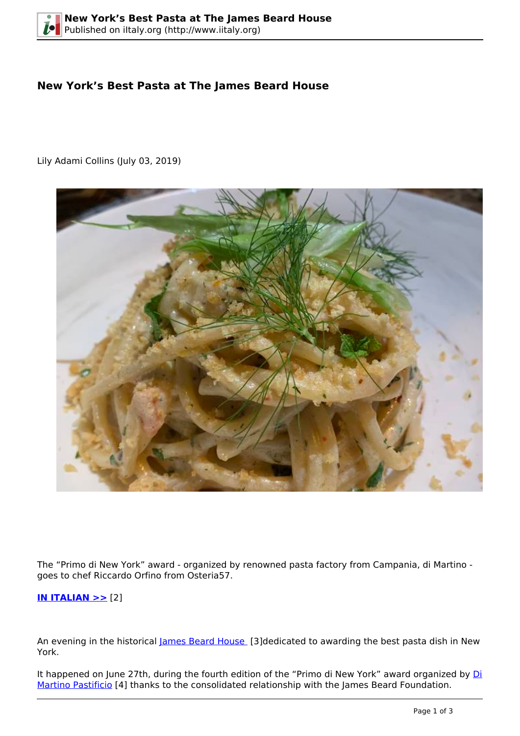# New York’s Best Pasta at The James Beard House

Lily Adami Collins (July 03, 2019)

The “Primo di New York” award - organized by renowned pasta factory from Campania, di Martino - goes to chef Riccardo Orfino from Osteria57.

**IN ITALIAN >>** [2]

An evening in the historical James Beard House [3]dedicated to awarding the best pasta dish in New York.

It happened on June 27th, during the fourth edition of the “Primo di New York” award organized by Di Martino Pastificio [4] thanks to the consolidated relationship with the James Beard Foundation.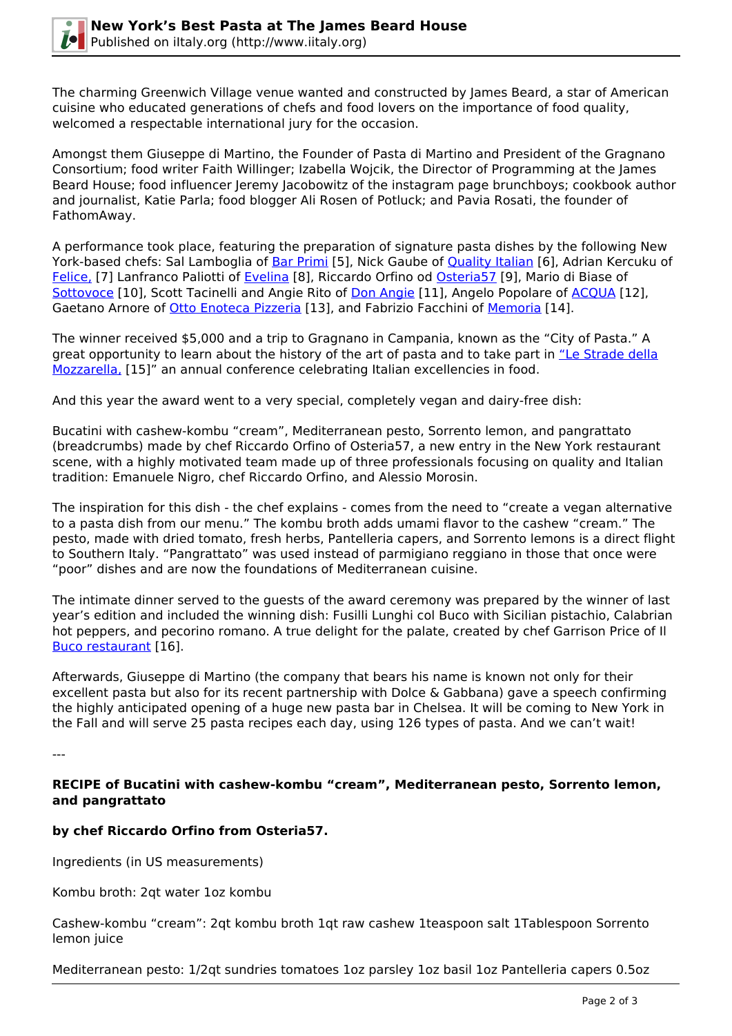The charming Greenwich Village venue wanted and constructed by James Beard, a star of American cuisine who educated generations of chefs and food lovers on the importance of food quality, welcomed a respectable international jury for the occasion.

Amongst them Giuseppe di Martino, the Founder of Pasta di Martino and President of the Gragnano Consortium; food writer Faith Willinger; Izabella Wojcik, the Director of Programming at the James Beard House; food influencer Jeremy Jacobowitz of the instagram page brunchboys; cookbook author and journalist, Katie Parla; food blogger Ali Rosen of Potluck; and Pavia Rosati, the founder of FathomAway.

A performance took place, featuring the preparation of signature pasta dishes by the following New York-based chefs: Sal Lamboglia of Bar Primi [5], Nick Gaube of Quality Italian [6], Adrian Kercuku of Felice, [7] Lanfranco Paliotti of Evelina [8], Riccardo Orfino od Osteria57 [9], Mario di Biase of Sottovoce [10], Scott Tacinelli and Angie Rito of Don Angie [11], Angelo Popolare of ACQUA [12], Gaetano Arnore of Otto Enoteca Pizzeria [13], and Fabrizio Facchini of Memoria [14].

The winner received $5,000 and a trip to Gragnano in Campania, known as the "City of Pasta." A great opportunity to learn about the history of the art of pasta and to take part in "Le Strade della Mozzarella, [15]" an annual conference celebrating Italian excellencies in food.

And this year the award went to a very special, completely vegan and dairy-free dish:

Bucatini with cashew-kombu "cream", Mediterranean pesto, Sorrento lemon, and pangrattato (breadcrumbs) made by chef Riccardo Orfino of Osteria57, a new entry in the New York restaurant scene, with a highly motivated team made up of three professionals focusing on quality and Italian tradition: Emanuele Nigro, chef Riccardo Orfino, and Alessio Morosin.

The inspiration for this dish - the chef explains - comes from the need to "create a vegan alternative to a pasta dish from our menu." The kombu broth adds umami flavor to the cashew "cream." The pesto, made with dried tomato, fresh herbs, Pantelleria capers, and Sorrento lemons is a direct flight to Southern Italy. "Pangrattato" was used instead of parmigiano reggiano in those that once were "poor" dishes and are now the foundations of Mediterranean cuisine.

The intimate dinner served to the guests of the award ceremony was prepared by the winner of last year's edition and included the winning dish: Fusilli Lunghi col Buco with Sicilian pistachio, Calabrian hot peppers, and pecorino romano. A true delight for the palate, created by chef Garrison Price of Il Buco restaurant [16].

Afterwards, Giuseppe di Martino (the company that bears his name is known not only for their excellent pasta but also for its recent partnership with Dolce & Gabbana) gave a speech confirming the highly anticipated opening of a huge new pasta bar in Chelsea. It will be coming to New York in the Fall and will serve 25 pasta recipes each day, using 126 types of pasta. And we can't wait!

---

**RECIPE of Bucatini with cashew-kombu "cream", Mediterranean pesto, Sorrento lemon, and pangrattato**

**by chef Riccardo Orfino from Osteria57.**

Ingredients (in US measurements)

Kombu broth: 2qt water 1oz kombu

Cashew-kombu "cream": 2qt kombu broth 1qt raw cashew 1teaspoon salt 1Tablespoon Sorrento lemon juice

Mediterranean pesto: 1/2qt sundries tomatoes 1oz parsley 1oz basil 1oz Pantelleria capers 0.5oz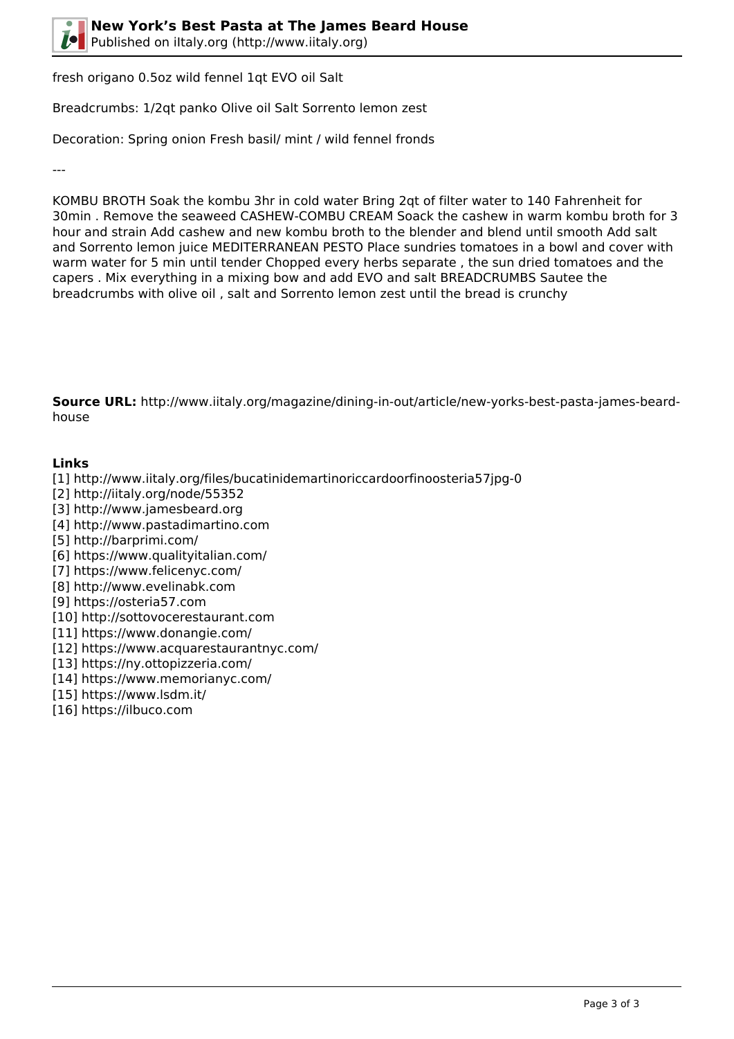fresh origano 0.5oz wild fennel 1qt EVO oil Salt

Breadcrumbs: 1/2qt panko Olive oil Salt Sorrento lemon zest

Decoration: Spring onion Fresh basil/ mint / wild fennel fronds

---

KOMBU BROTH Soak the kombu 3hr in cold water Bring 2qt of filter water to 140 Fahrenheit for 30min . Remove the seaweed CASHEW-COMBU CREAM Soack the cashew in warm kombu broth for 3 hour and strain Add cashew and new kombu broth to the blender and blend until smooth Add salt and Sorrento lemon juice MEDITERRANEAN PESTO Place sundries tomatoes in a bowl and cover with warm water for 5 min until tender Chopped every herbs separate , the sun dried tomatoes and the capers . Mix everything in a mixing bow and add EVO and salt BREADCRUMBS Sautee the breadcrumbs with olive oil , salt and Sorrento lemon zest until the bread is crunchy

**Source URL:** http://www.iitaly.org/magazine/dining-in-out/article/new-yorks-best-pasta-james-beard-house

**Links**

[1] http://www.iitaly.org/files/bucatinidemartinoriccardoorfinoosteria57jpg-0
[2] http://iitaly.org/node/55352
[3] http://www.jamesbeard.org
[4] http://www.pastadimartino.com
[5] http://barprimi.com/
[6] https://www.qualityitalian.com/
[7] https://www.felicenyc.com/
[8] http://www.evelinabk.com
[9] https://osteria57.com
[10] http://sottovocerestaurant.com
[11] https://www.donangie.com/
[12] https://www.acquarestaurantnyc.com/
[13] https://ny.ottopizzeria.com/
[14] https://www.memorianyc.com/
[15] https://www.lsdm.it/
[16] https://ilbuco.com